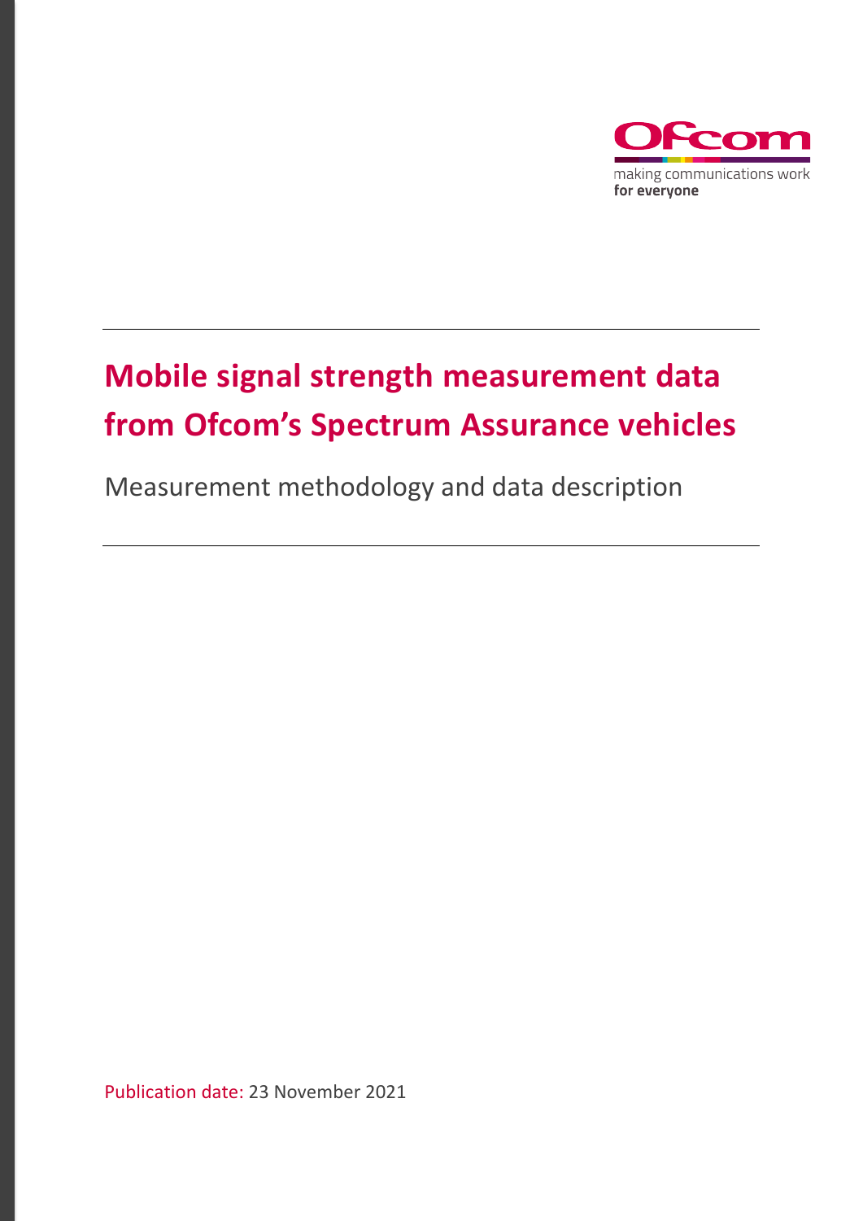Ofcom

making communications work
**for everyone**

# Mobile signal strength measurement data from Ofcom's Spectrum Assurance vehicles

Measurement methodology and data description

Publication date: 23 November 2021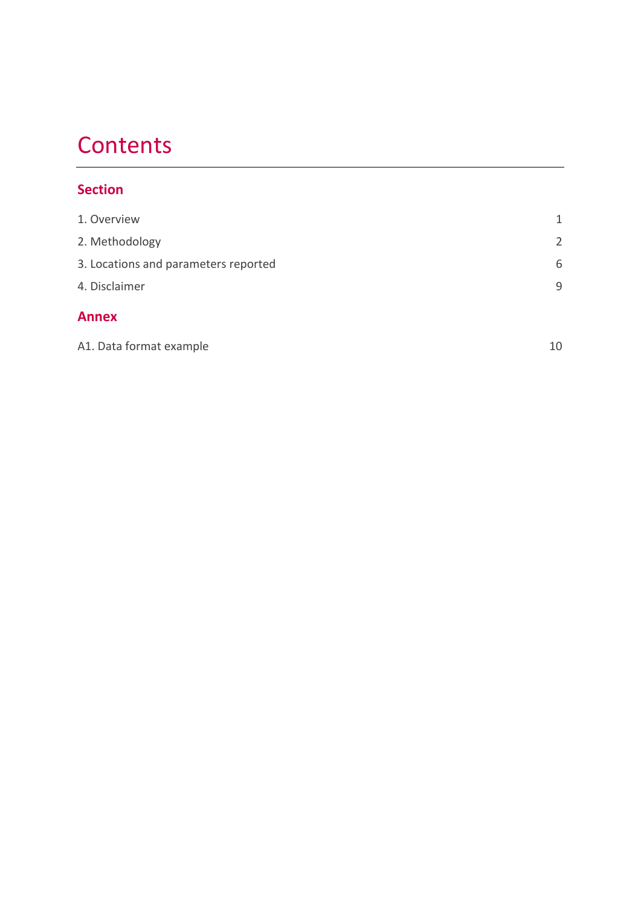# Contents

## Section

| | |
|---|---|
| 1. Overview | 1 |
| 2. Methodology | 2 |
| 3. Locations and parameters reported | 6 |
| 4. Disclaimer | 9 |

## Annex

| | |
|---|---|
| A1. Data format example | 10 |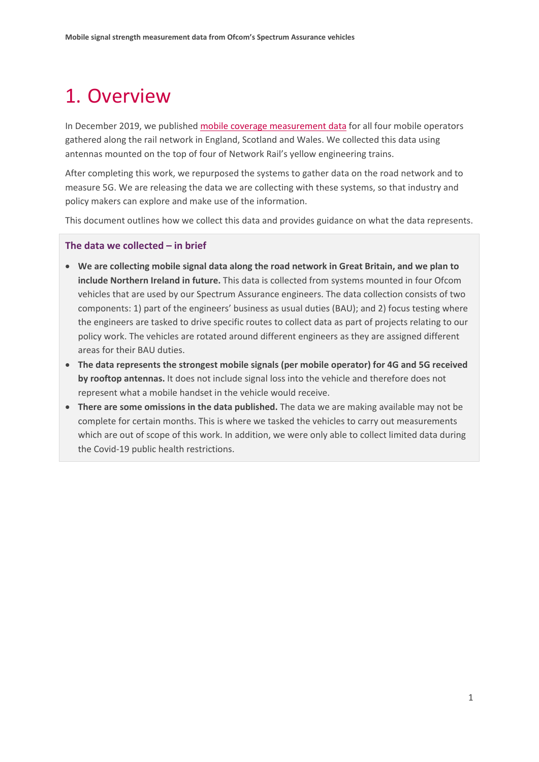# 1. Overview

In December 2019, we published mobile coverage measurement data for all four mobile operators gathered along the rail network in England, Scotland and Wales. We collected this data using antennas mounted on the top of four of Network Rail's yellow engineering trains.

After completing this work, we repurposed the systems to gather data on the road network and to measure 5G. We are releasing the data we are collecting with these systems, so that industry and policy makers can explore and make use of the information.

This document outlines how we collect this data and provides guidance on what the data represents.

### The data we collected – in brief

- **We are collecting mobile signal data along the road network in Great Britain, and we plan to include Northern Ireland in future.** This data is collected from systems mounted in four Ofcom vehicles that are used by our Spectrum Assurance engineers. The data collection consists of two components: 1) part of the engineers' business as usual duties (BAU); and 2) focus testing where the engineers are tasked to drive specific routes to collect data as part of projects relating to our policy work. The vehicles are rotated around different engineers as they are assigned different areas for their BAU duties.
- **The data represents the strongest mobile signals (per mobile operator) for 4G and 5G received by rooftop antennas.** It does not include signal loss into the vehicle and therefore does not represent what a mobile handset in the vehicle would receive.
- **There are some omissions in the data published.** The data we are making available may not be complete for certain months. This is where we tasked the vehicles to carry out measurements which are out of scope of this work. In addition, we were only able to collect limited data during the Covid-19 public health restrictions.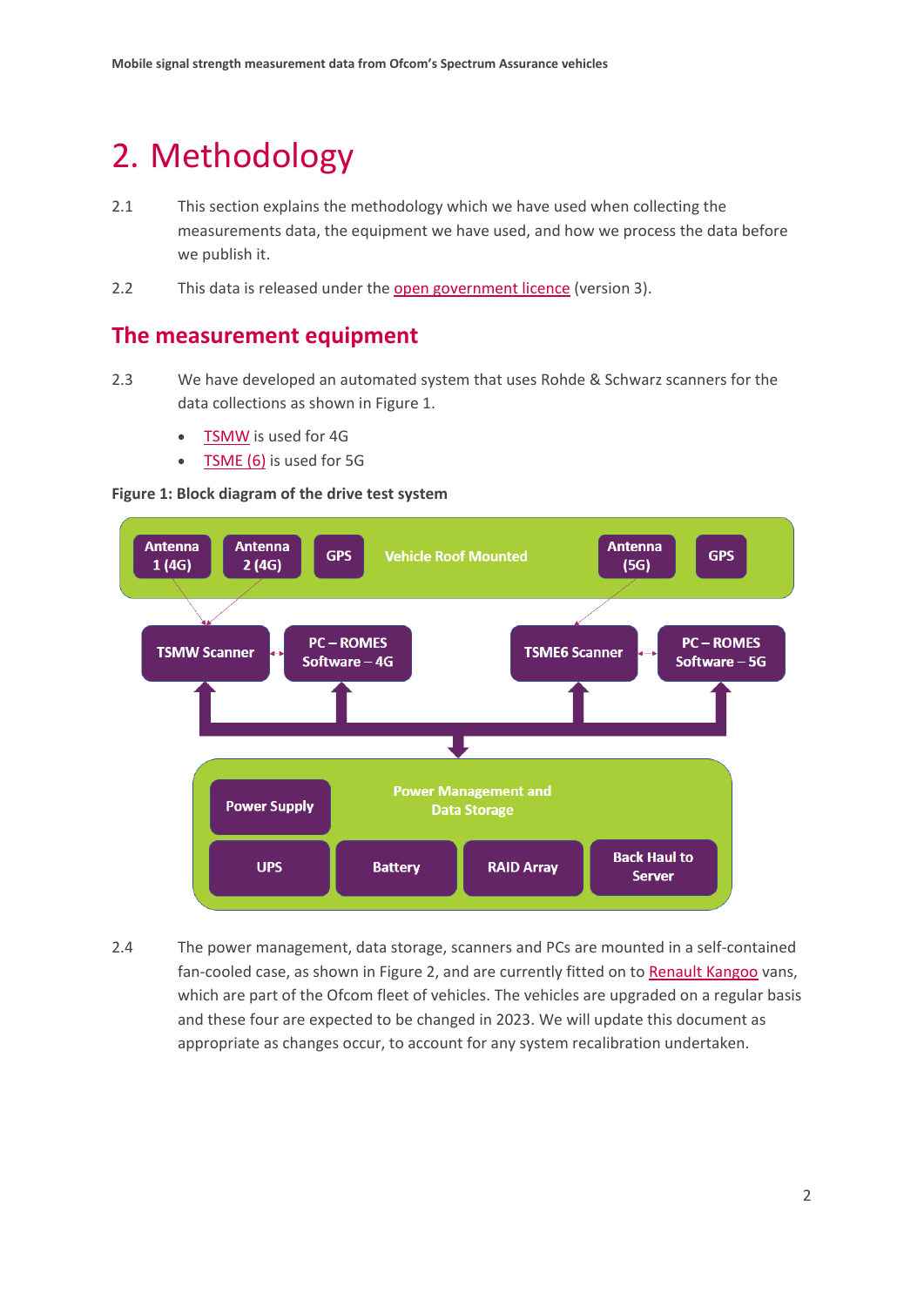# 2. Methodology

2.1 This section explains the methodology which we have used when collecting the measurements data, the equipment we have used, and how we process the data before we publish it.

2.2 This data is released under the open government licence (version 3).

## The measurement equipment

2.3 We have developed an automated system that uses Rohde & Schwarz scanners for the data collections as shown in Figure 1.

- TSMW is used for 4G
- TSME (6) is used for 5G

**Figure 1: Block diagram of the drive test system**

2.4 The power management, data storage, scanners and PCs are mounted in a self-contained fan-cooled case, as shown in Figure 2, and are currently fitted on to Renault Kangoo vans, which are part of the Ofcom fleet of vehicles. The vehicles are upgraded on a regular basis and these four are expected to be changed in 2023. We will update this document as appropriate as changes occur, to account for any system recalibration undertaken.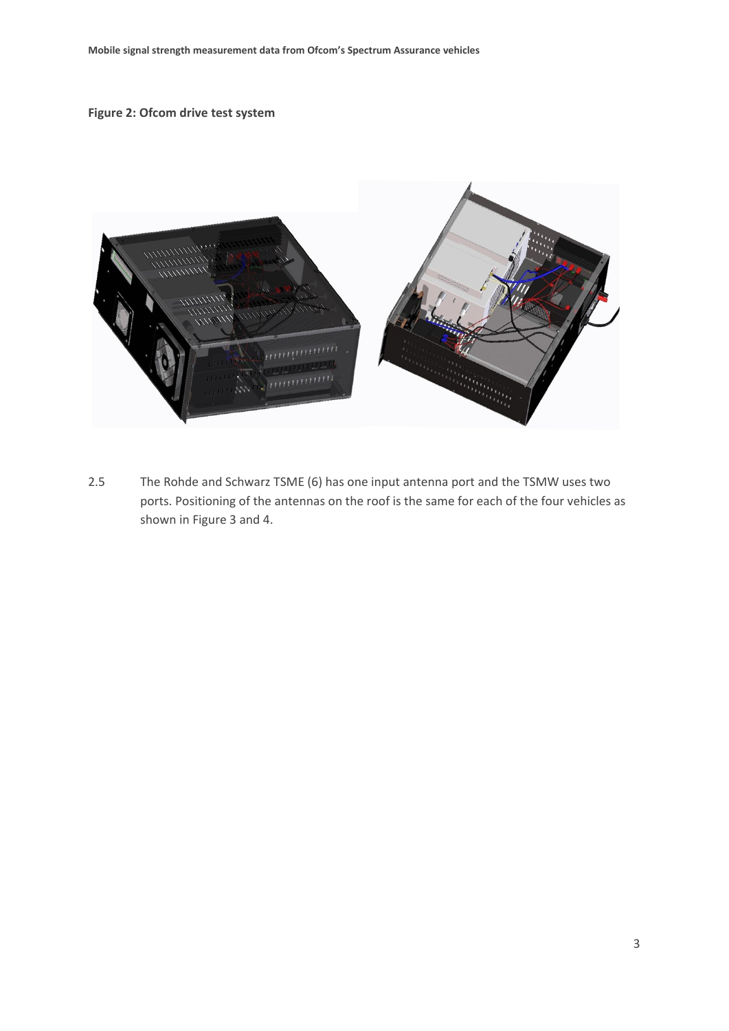**Figure 2: Ofcom drive test system**

2.5 The Rohde and Schwarz TSME (6) has one input antenna port and the TSMW uses two ports. Positioning of the antennas on the roof is the same for each of the four vehicles as shown in Figure 3 and 4.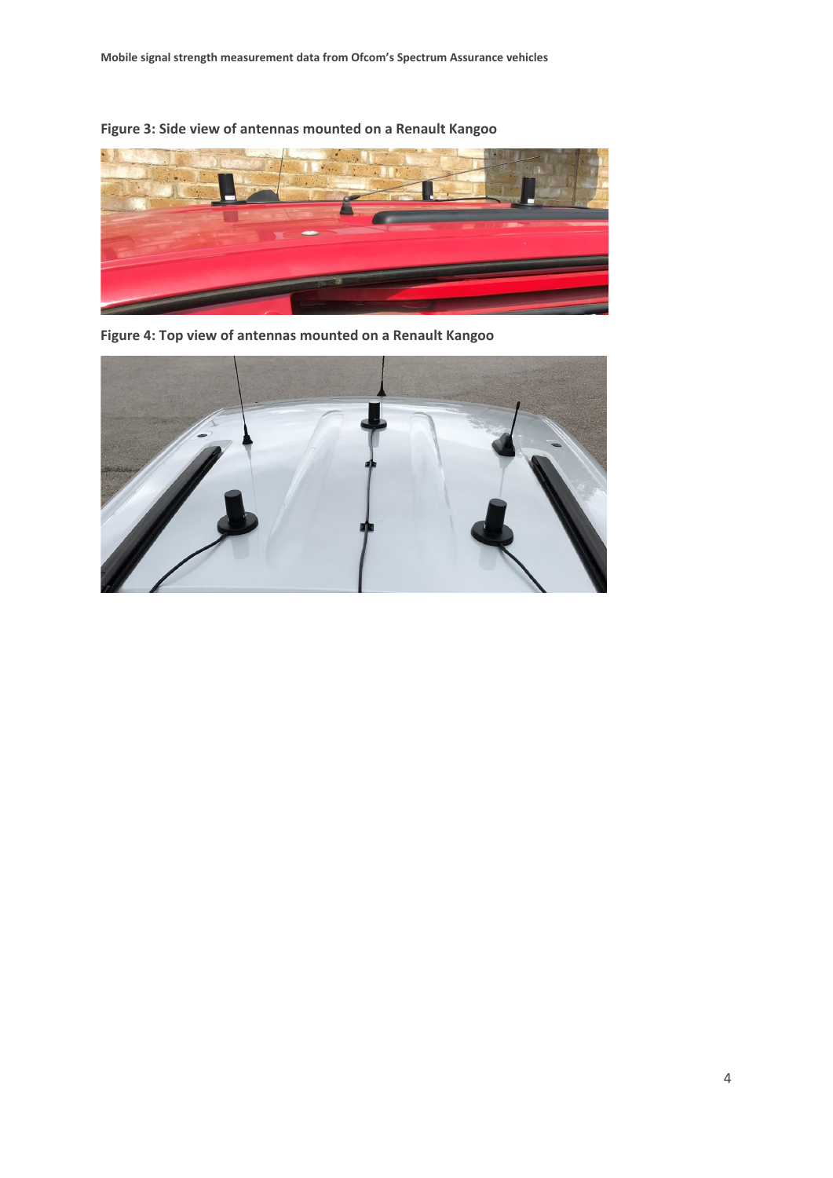**Figure 3: Side view of antennas mounted on a Renault Kangoo**

**Figure 4: Top view of antennas mounted on a Renault Kangoo**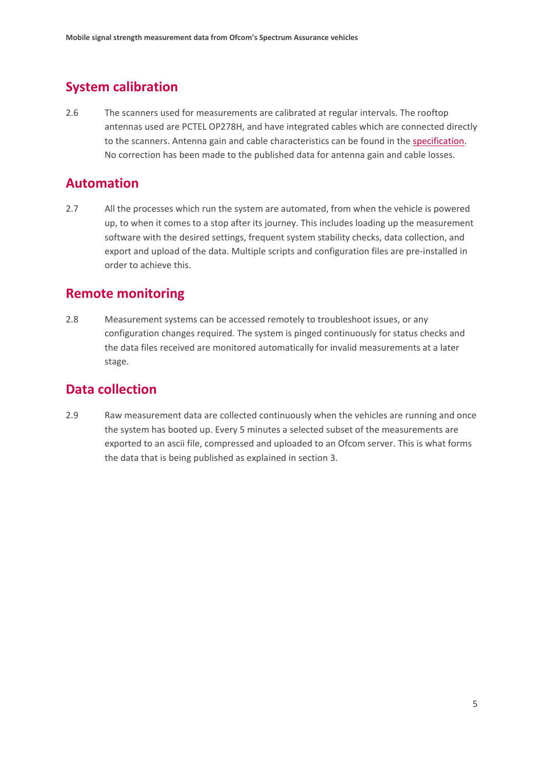## System calibration

2.6 The scanners used for measurements are calibrated at regular intervals. The rooftop antennas used are PCTEL OP278H, and have integrated cables which are connected directly to the scanners. Antenna gain and cable characteristics can be found in the specification. No correction has been made to the published data for antenna gain and cable losses.

## Automation

2.7 All the processes which run the system are automated, from when the vehicle is powered up, to when it comes to a stop after its journey. This includes loading up the measurement software with the desired settings, frequent system stability checks, data collection, and export and upload of the data. Multiple scripts and configuration files are pre-installed in order to achieve this.

## Remote monitoring

2.8 Measurement systems can be accessed remotely to troubleshoot issues, or any configuration changes required. The system is pinged continuously for status checks and the data files received are monitored automatically for invalid measurements at a later stage.

## Data collection

2.9 Raw measurement data are collected continuously when the vehicles are running and once the system has booted up. Every 5 minutes a selected subset of the measurements are exported to an ascii file, compressed and uploaded to an Ofcom server. This is what forms the data that is being published as explained in section 3.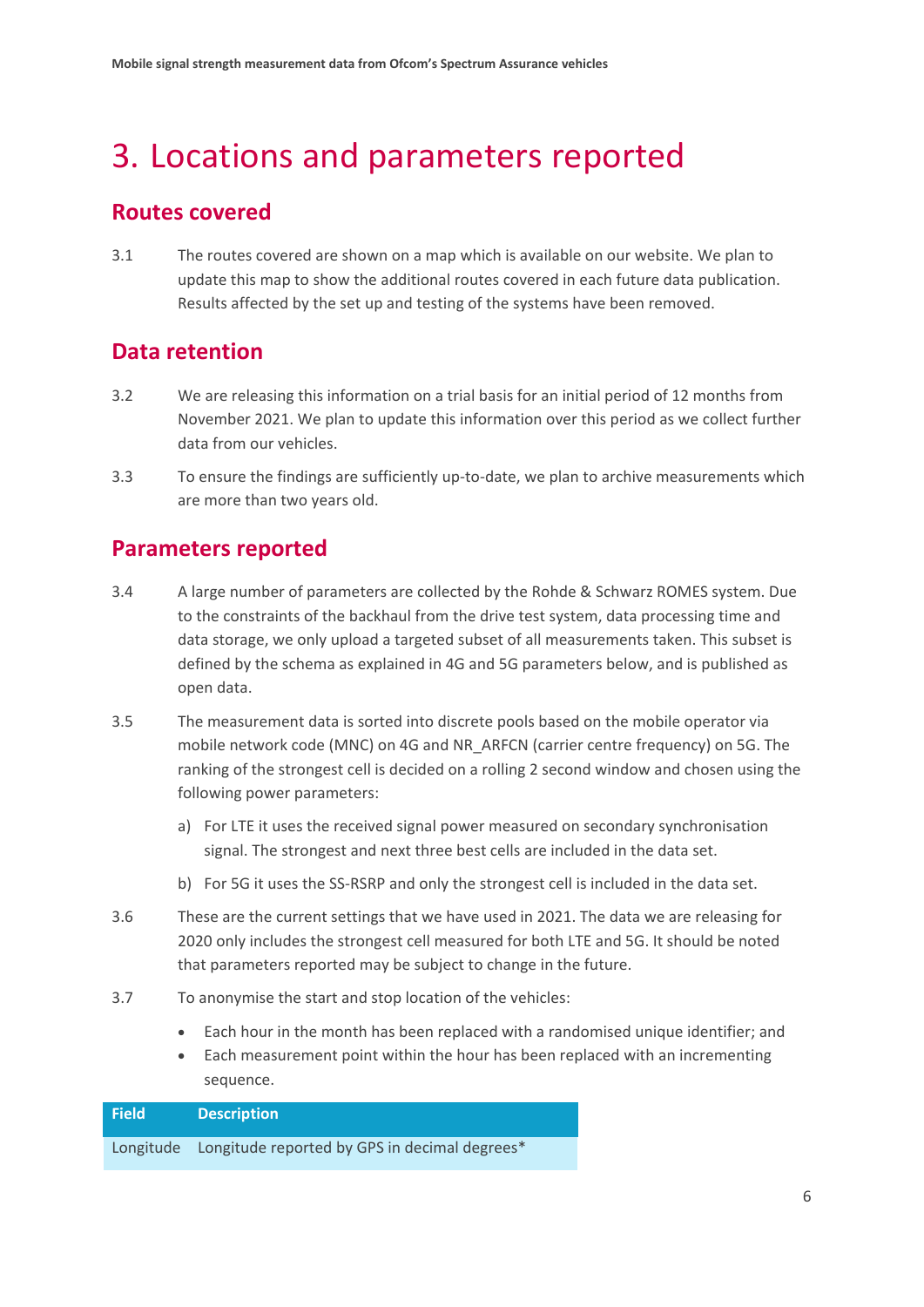# 3. Locations and parameters reported

## Routes covered

3.1 The routes covered are shown on a map which is available on our website. We plan to update this map to show the additional routes covered in each future data publication. Results affected by the set up and testing of the systems have been removed.

## Data retention

3.2 We are releasing this information on a trial basis for an initial period of 12 months from November 2021. We plan to update this information over this period as we collect further data from our vehicles.

3.3 To ensure the findings are sufficiently up-to-date, we plan to archive measurements which are more than two years old.

## Parameters reported

3.4 A large number of parameters are collected by the Rohde & Schwarz ROMES system. Due to the constraints of the backhaul from the drive test system, data processing time and data storage, we only upload a targeted subset of all measurements taken. This subset is defined by the schema as explained in 4G and 5G parameters below, and is published as open data.

3.5 The measurement data is sorted into discrete pools based on the mobile operator via mobile network code (MNC) on 4G and NR_ARFCN (carrier centre frequency) on 5G. The ranking of the strongest cell is decided on a rolling 2 second window and chosen using the following power parameters:

a) For LTE it uses the received signal power measured on secondary synchronisation signal. The strongest and next three best cells are included in the data set.

b) For 5G it uses the SS-RSRP and only the strongest cell is included in the data set.

3.6 These are the current settings that we have used in 2021. The data we are releasing for 2020 only includes the strongest cell measured for both LTE and 5G. It should be noted that parameters reported may be subject to change in the future.

3.7 To anonymise the start and stop location of the vehicles:

- Each hour in the month has been replaced with a randomised unique identifier; and
- Each measurement point within the hour has been replaced with an incrementing sequence.

| Field | Description |
| --- | --- |
| Longitude | Longitude reported by GPS in decimal degrees* |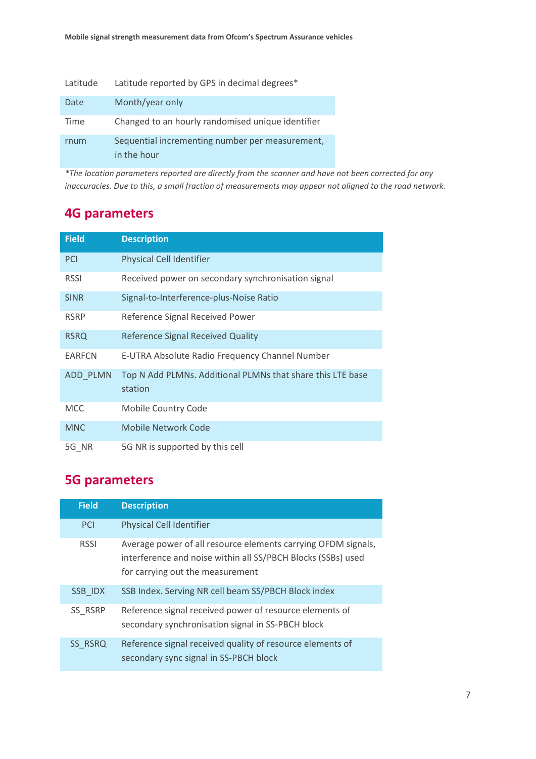| | |
|---|---|
| Latitude | Latitude reported by GPS in decimal degrees* |
| Date | Month/year only |
| Time | Changed to an hourly randomised unique identifier |
| rnum | Sequential incrementing number per measurement, in the hour |

*The location parameters reported are directly from the scanner and have not been corrected for any inaccuracies. Due to this, a small fraction of measurements may appear not aligned to the road network.*

## 4G parameters

| Field | Description |
|---|---|
| PCI | Physical Cell Identifier |
| RSSI | Received power on secondary synchronisation signal |
| SINR | Signal-to-Interference-plus-Noise Ratio |
| RSRP | Reference Signal Received Power |
| RSRQ | Reference Signal Received Quality |
| EARFCN | E-UTRA Absolute Radio Frequency Channel Number |
| ADD_PLMN | Top N Add PLMNs. Additional PLMNs that share this LTE base station |
| MCC | Mobile Country Code |
| MNC | Mobile Network Code |
| 5G_NR | 5G NR is supported by this cell |

## 5G parameters

| Field | Description |
|---|---|
| PCI | Physical Cell Identifier |
| RSSI | Average power of all resource elements carrying OFDM signals, interference and noise within all SS/PBCH Blocks (SSBs) used for carrying out the measurement |
| SSB_IDX | SSB Index. Serving NR cell beam SS/PBCH Block index |
| SS_RSRP | Reference signal received power of resource elements of secondary synchronisation signal in SS-PBCH block |
| SS_RSRQ | Reference signal received quality of resource elements of secondary sync signal in SS-PBCH block |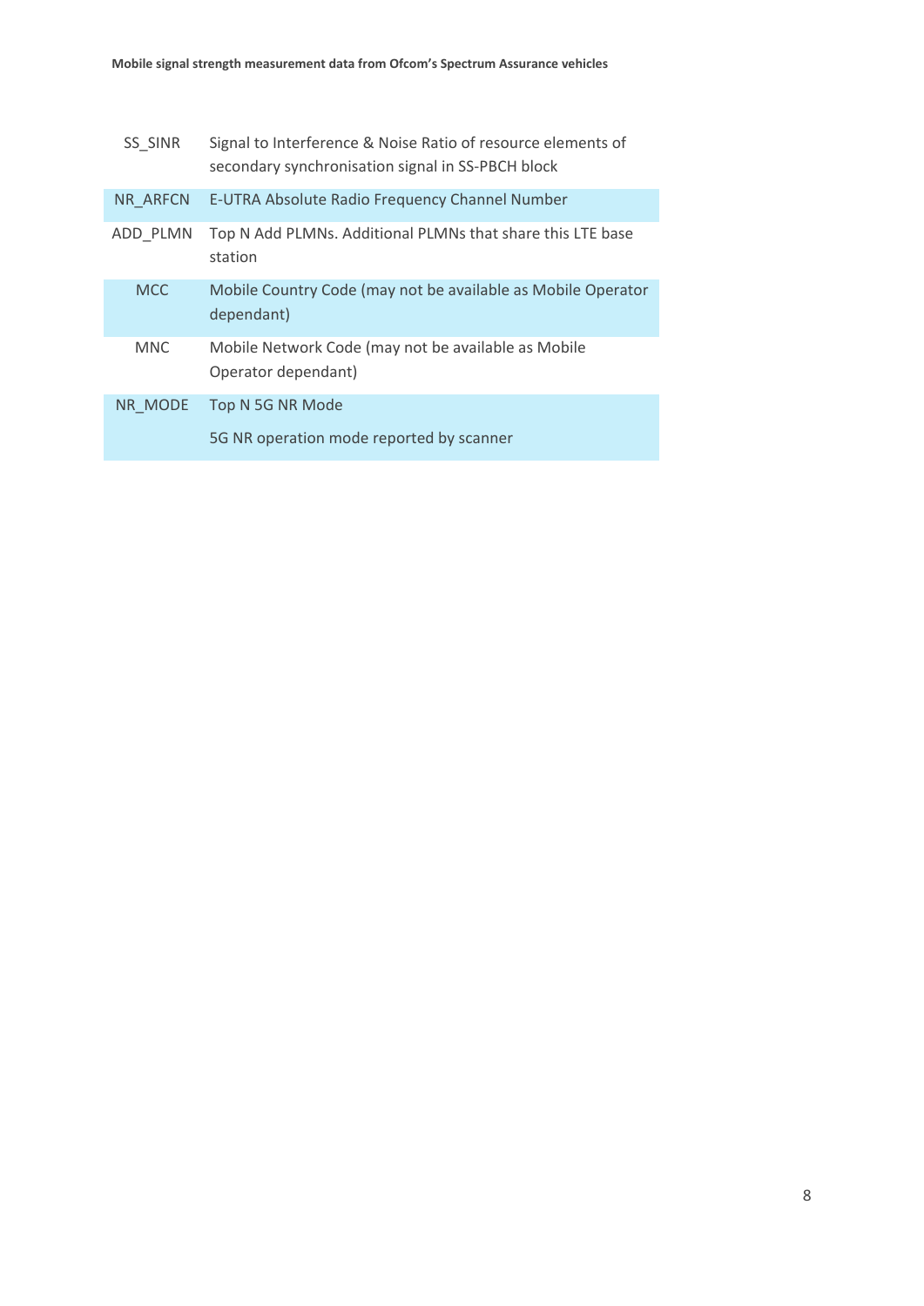| | |
|---|---|
| SS_SINR | Signal to Interference & Noise Ratio of resource elements of secondary synchronisation signal in SS-PBCH block |
| NR_ARFCN | E-UTRA Absolute Radio Frequency Channel Number |
| ADD_PLMN | Top N Add PLMNs. Additional PLMNs that share this LTE base station |
| MCC | Mobile Country Code (may not be available as Mobile Operator dependant) |
| MNC | Mobile Network Code (may not be available as Mobile Operator dependant) |
| NR_MODE | Top N 5G NR Mode<br><br>5G NR operation mode reported by scanner |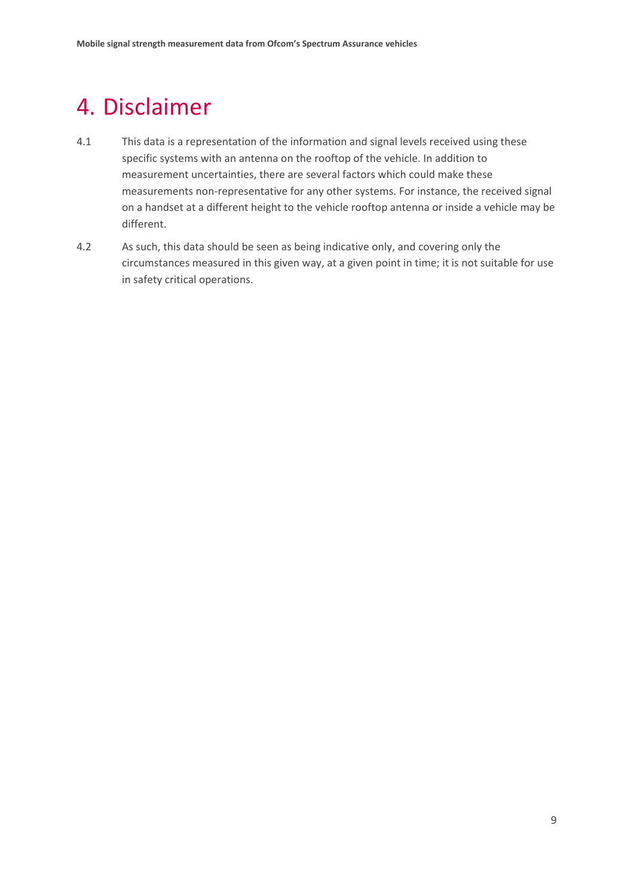# 4. Disclaimer

4.1 This data is a representation of the information and signal levels received using these specific systems with an antenna on the rooftop of the vehicle. In addition to measurement uncertainties, there are several factors which could make these measurements non-representative for any other systems. For instance, the received signal on a handset at a different height to the vehicle rooftop antenna or inside a vehicle may be different.

4.2 As such, this data should be seen as being indicative only, and covering only the circumstances measured in this given way, at a given point in time; it is not suitable for use in safety critical operations.